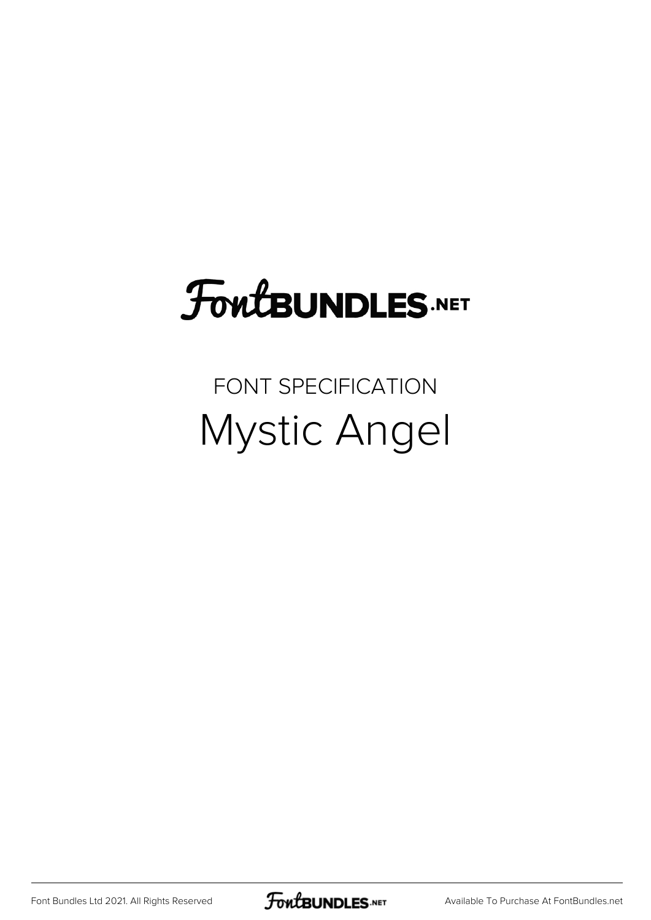# FontBUNDLES.NET

FONT SPECIFICATION

## Mystic Angel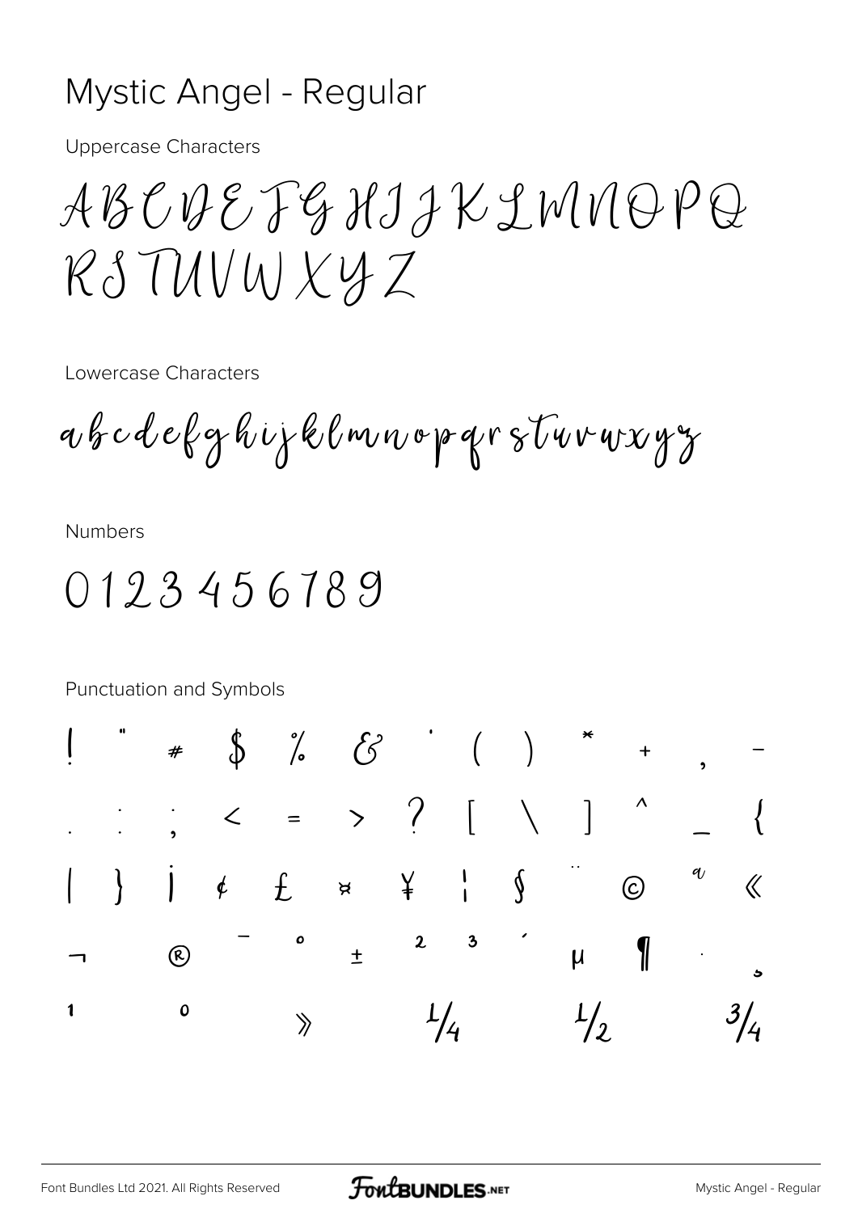# Mystic Angel - Regular

Uppercase Characters

ABCDEFGHIJKLMNOPQ
RSTUVWXYZ

Lowercase Characters

abcdefghijklmnopqrstuvwxyz

Numbers

0123456789

Punctuation and Symbols

! " # $ % & ' ( ) * + , -
. : ; < = > ? [ \ ] ^ _ {
| } ¡ ¢ £ ¤ ¥ ¦ § ¨ © ª «
¬ ® ¯ ° ± ² ³ ´ µ ¶ · ¸
¹ º » ¼ ½ ¾

Font Bundles Ltd 2021. All Rights Reserved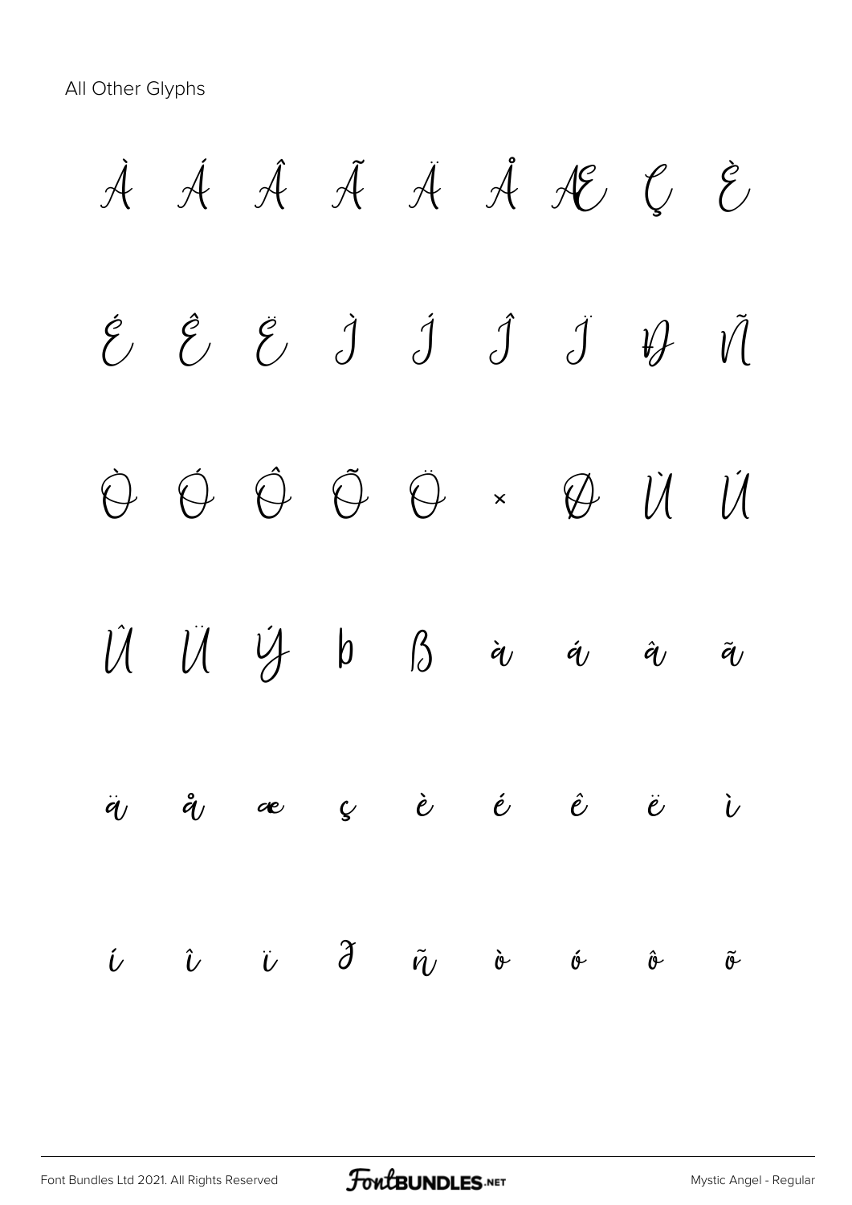All Other Glyphs

À Á Â Ã Ä Å Æ Ç È

É Ê Ë Ì Í Î Ï Ð Ñ

Ò Ó Ô Õ Ö × Ø Ù Ú

Û Ü Ý Þ ß à á â ã

ä å æ ç è é ê ë ì

í î ï ð ñ ò ó ô õ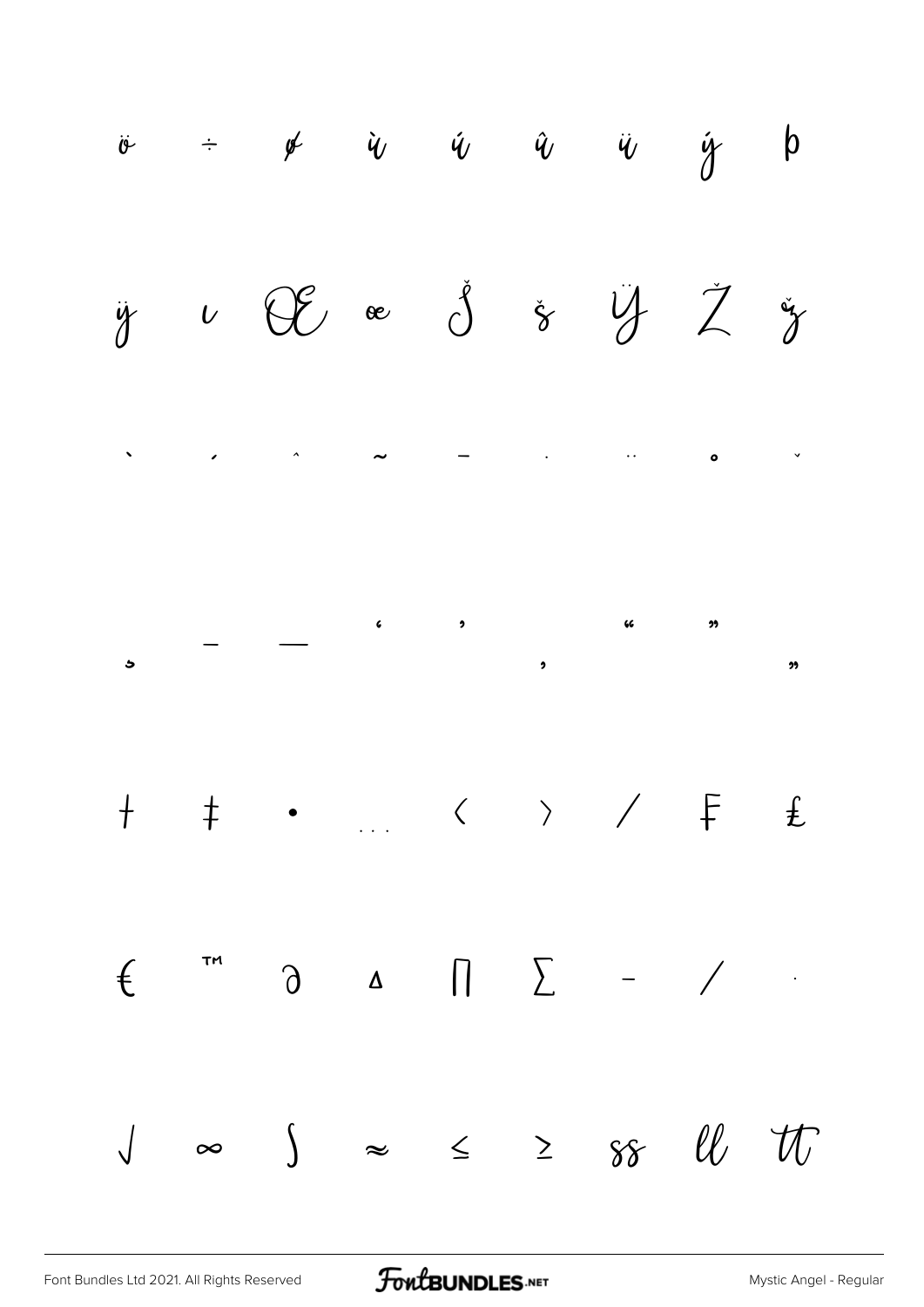ö ÷ ø ù ú û ü ý þ

ÿ ı Œ œ Š š Ÿ Ž ž

ˋ ˊ ˆ ˜ ¯ ˙ ¨ ˚ ˇ

¸ – — ‘ ’ ‚ “ ” „

† ‡ • … ‹ › ⁄ ₣ ₤

€ ™ ∂ ∆ ∏ ∑ − ∕ ∙

√ ∞ ∫ ≈ ≤ ≥ ss ll tt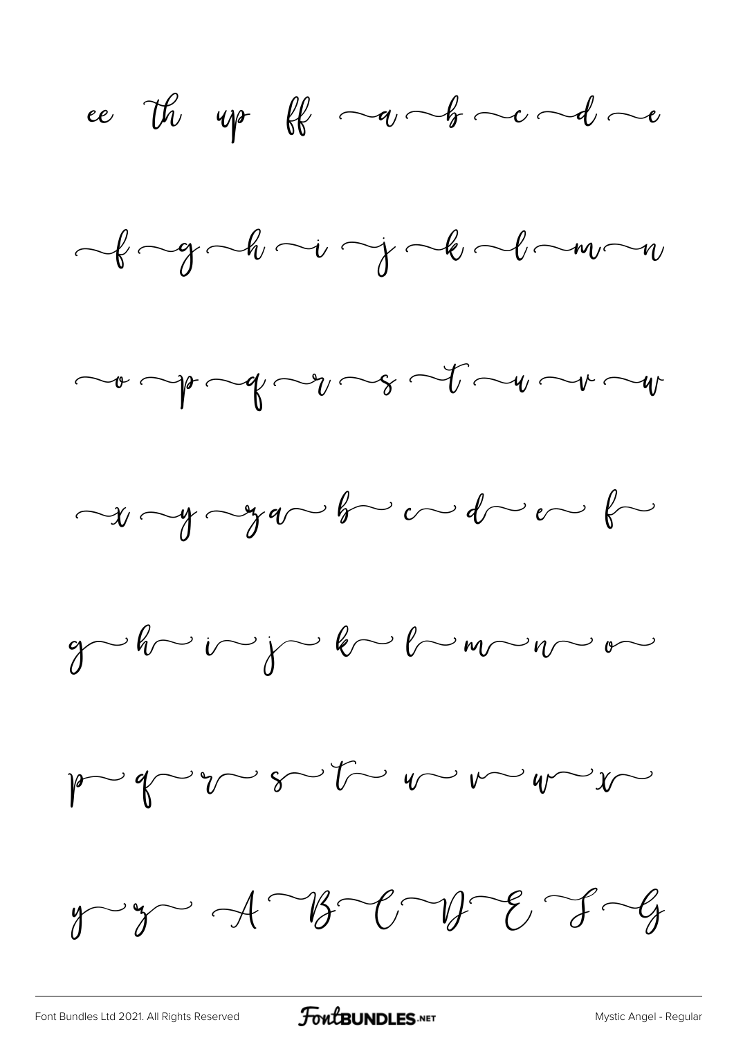ee Th up ff ~a ~b ~c ~d ~e

~f ~g ~h ~i ~j ~k ~l ~m ~n

~o ~p ~q ~r ~s ~t ~u ~v ~w

~x ~y ~z a~ b~ c~ d~ e~ f~

g~ h~ i~ j~ k~ l~ m~ n~ o~

p~ q~ r~ s~ t~ u~ v~ w~ x~

y~ z~ A ~B ~C ~D ~E ~F ~G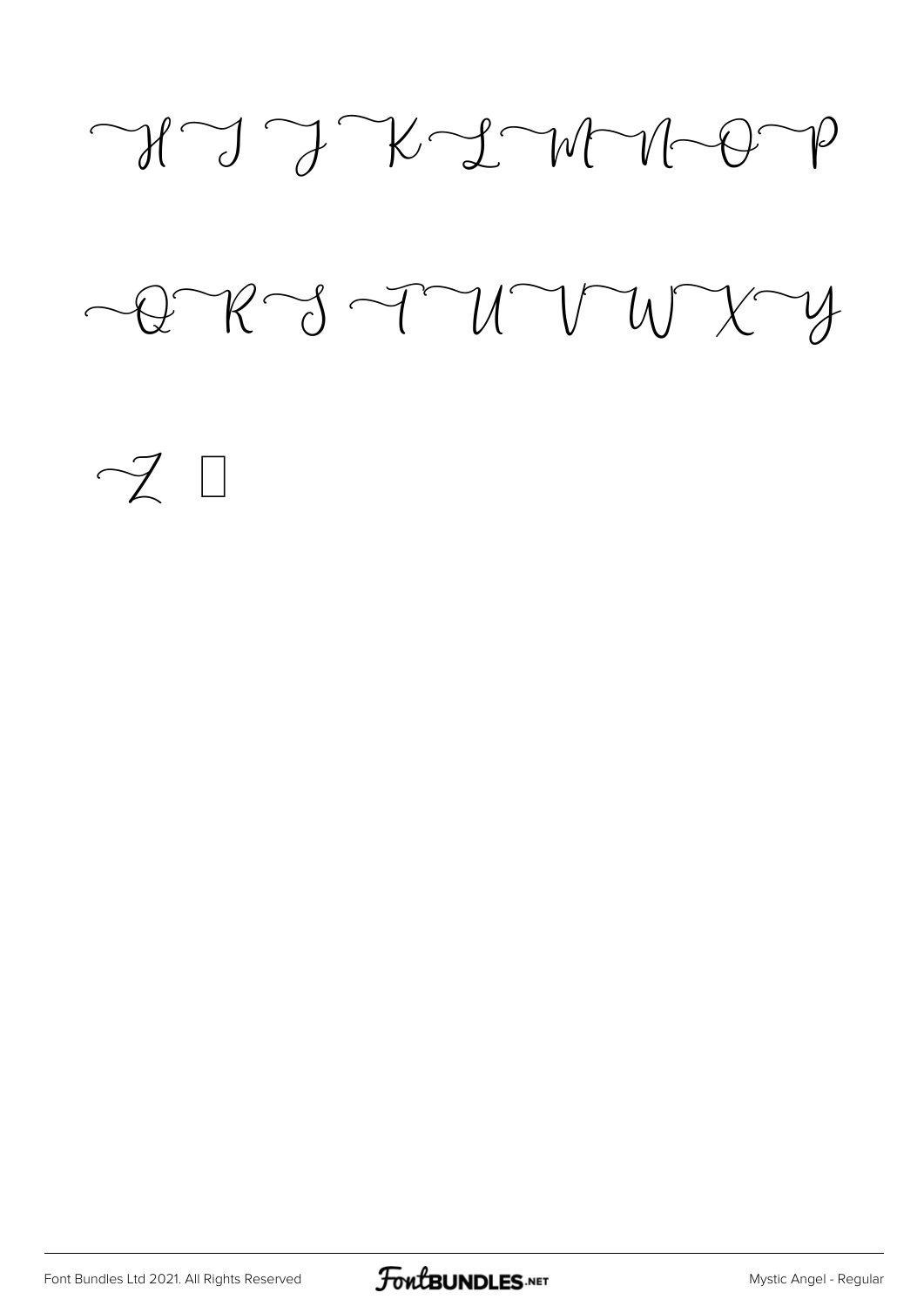H I J K L M N O P

Q R S T U V W X Y

Z